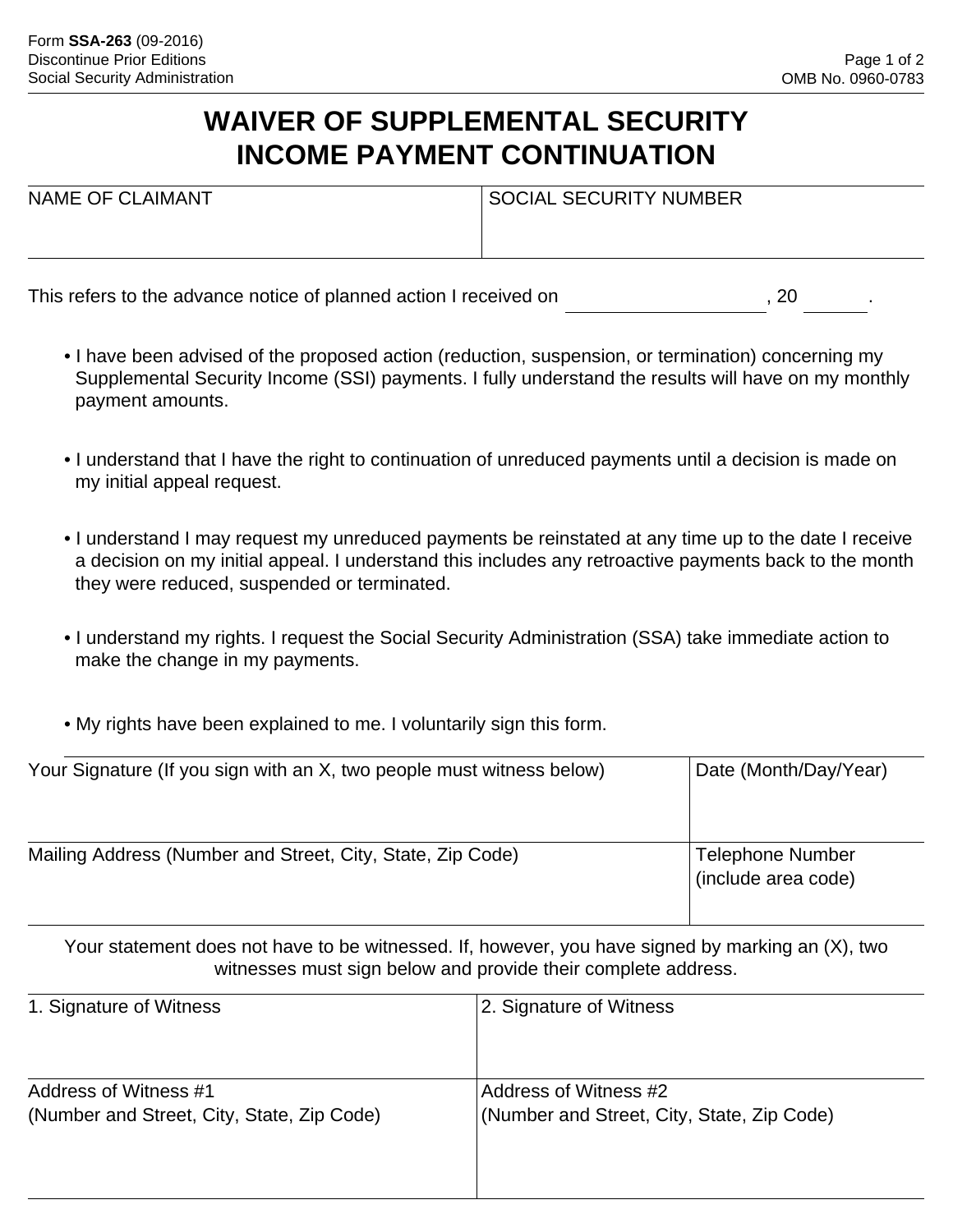Form **SSA-263** (09-2016)
Discontinue Prior Editions
Social Security Administration

OMB No. 0960-0783

# WAIVER OF SUPPLEMENTAL SECURITY INCOME PAYMENT CONTINUATION

| NAME OF CLAIMANT | SOCIAL SECURITY NUMBER |
| --- | --- |
| | |

This refers to the advance notice of planned action I received on ____________________, 20 ______.

- I have been advised of the proposed action (reduction, suspension, or termination) concerning my Supplemental Security Income (SSI) payments. I fully understand the results will have on my monthly payment amounts.
- I understand that I have the right to continuation of unreduced payments until a decision is made on my initial appeal request.
- I understand I may request my unreduced payments be reinstated at any time up to the date I receive a decision on my initial appeal. I understand this includes any retroactive payments back to the month they were reduced, suspended or terminated.
- I understand my rights. I request the Social Security Administration (SSA) take immediate action to make the change in my payments.
- My rights have been explained to me. I voluntarily sign this form.

| Your Signature (If you sign with an X, two people must witness below) | Date (Month/Day/Year) |
| --- | --- |
| | |
| Mailing Address (Number and Street, City, State, Zip Code) | Telephone Number (include area code) |
| | |

Your statement does not have to be witnessed. If, however, you have signed by marking an (X), two witnesses must sign below and provide their complete address.

| 1. Signature of Witness | 2. Signature of Witness |
| --- | --- |
| | |
| Address of Witness #1 (Number and Street, City, State, Zip Code) | Address of Witness #2 (Number and Street, City, State, Zip Code) |
| | |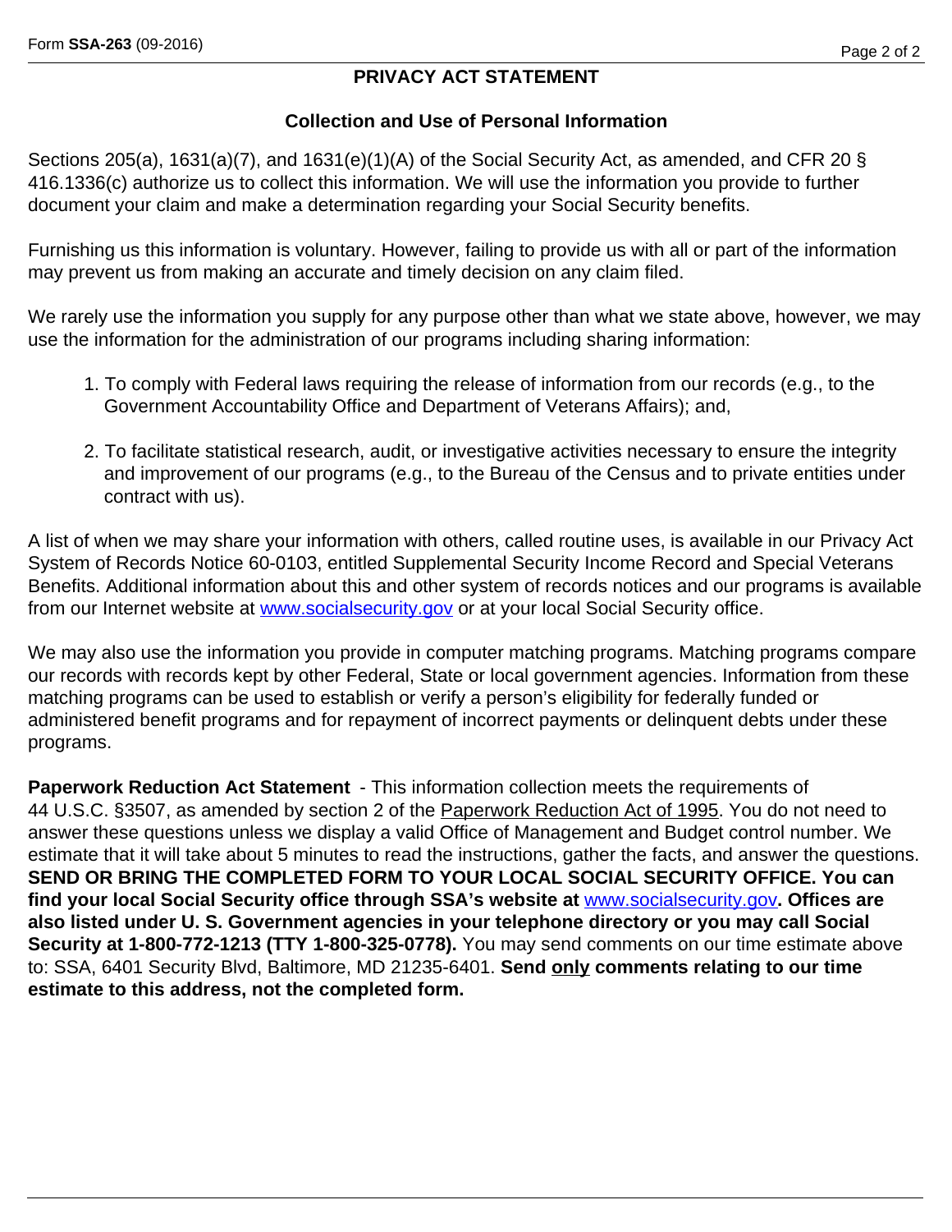# PRIVACY ACT STATEMENT

## Collection and Use of Personal Information

Sections 205(a), 1631(a)(7), and 1631(e)(1)(A) of the Social Security Act, as amended, and CFR 20 § 416.1336(c) authorize us to collect this information. We will use the information you provide to further document your claim and make a determination regarding your Social Security benefits.

Furnishing us this information is voluntary. However, failing to provide us with all or part of the information may prevent us from making an accurate and timely decision on any claim filed.

We rarely use the information you supply for any purpose other than what we state above, however, we may use the information for the administration of our programs including sharing information:

1. To comply with Federal laws requiring the release of information from our records (e.g., to the Government Accountability Office and Department of Veterans Affairs); and,
2. To facilitate statistical research, audit, or investigative activities necessary to ensure the integrity and improvement of our programs (e.g., to the Bureau of the Census and to private entities under contract with us).

A list of when we may share your information with others, called routine uses, is available in our Privacy Act System of Records Notice 60-0103, entitled Supplemental Security Income Record and Special Veterans Benefits. Additional information about this and other system of records notices and our programs is available from our Internet website at www.socialsecurity.gov or at your local Social Security office.

We may also use the information you provide in computer matching programs. Matching programs compare our records with records kept by other Federal, State or local government agencies. Information from these matching programs can be used to establish or verify a person's eligibility for federally funded or administered benefit programs and for repayment of incorrect payments or delinquent debts under these programs.

**Paperwork Reduction Act Statement** - This information collection meets the requirements of 44 U.S.C. §3507, as amended by section 2 of the Paperwork Reduction Act of 1995. You do not need to answer these questions unless we display a valid Office of Management and Budget control number. We estimate that it will take about 5 minutes to read the instructions, gather the facts, and answer the questions. **SEND OR BRING THE COMPLETED FORM TO YOUR LOCAL SOCIAL SECURITY OFFICE. You can find your local Social Security office through SSA's website at** www.socialsecurity.gov**. Offices are also listed under U. S. Government agencies in your telephone directory or you may call Social Security at 1-800-772-1213 (TTY 1-800-325-0778).** You may send comments on our time estimate above to: SSA, 6401 Security Blvd, Baltimore, MD 21235-6401. **Send only comments relating to our time estimate to this address, not the completed form.**